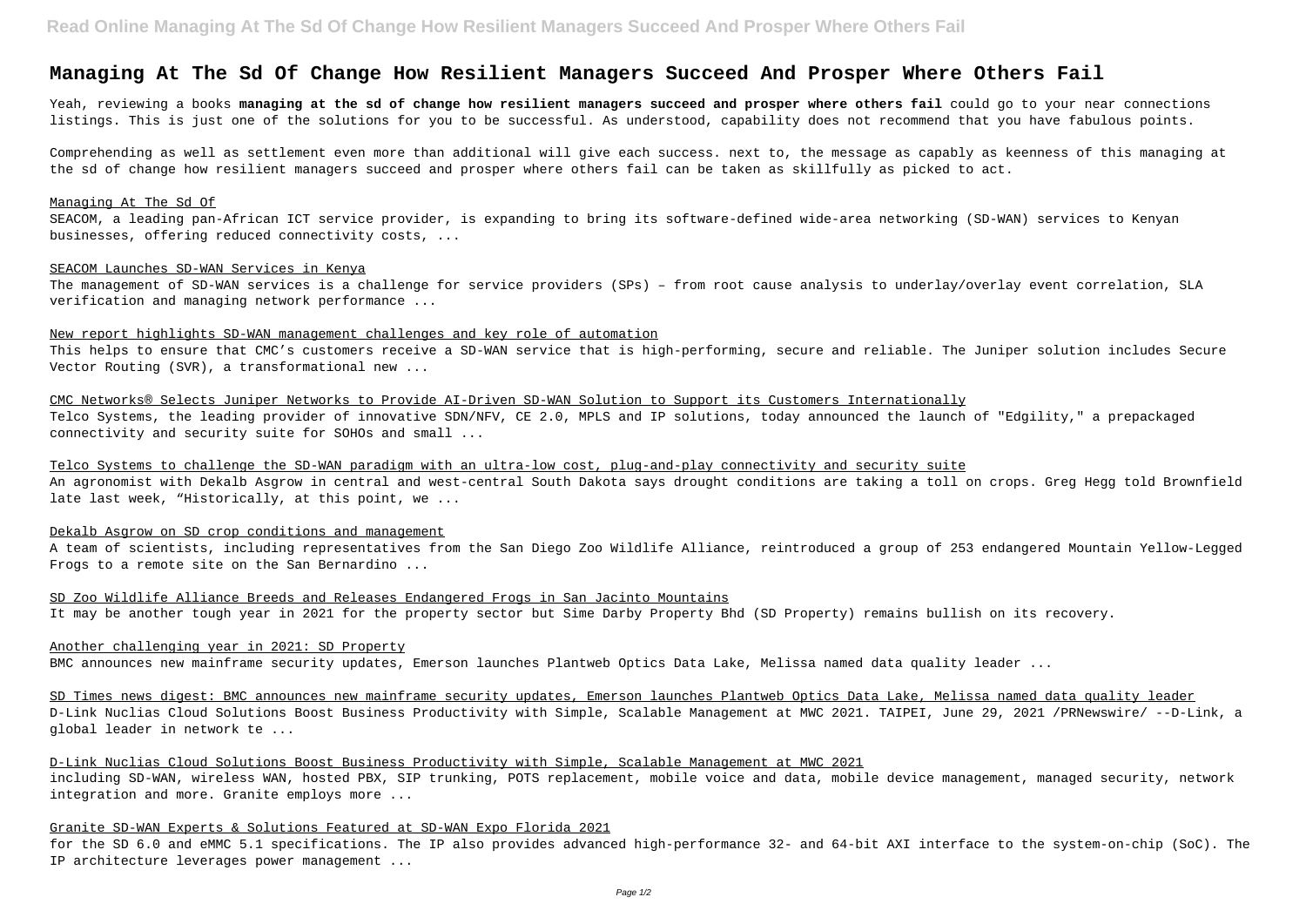# Managing At The Sd Of Change How Resilient Managers Succeed And Prosper Where Others Fail

Yeah, reviewing a books **managing at the sd of change how resilient managers succeed and prosper where others fail** could go to your near connections listings. This is just one of the solutions for you to be successful. As understood, capability does not recommend that you have fabulous points.

Comprehending as well as settlement even more than additional will give each success. next to, the message as capably as keenness of this managing at the sd of change how resilient managers succeed and prosper where others fail can be taken as skillfully as picked to act.

Managing At The Sd Of

SEACOM, a leading pan-African ICT service provider, is expanding to bring its software-defined wide-area networking (SD-WAN) services to Kenyan businesses, offering reduced connectivity costs, ...

SEACOM Launches SD-WAN Services in Kenya

The management of SD-WAN services is a challenge for service providers (SPs) – from root cause analysis to underlay/overlay event correlation, SLA verification and managing network performance ...

New report highlights SD-WAN management challenges and key role of automation

This helps to ensure that CMC's customers receive a SD-WAN service that is high-performing, secure and reliable. The Juniper solution includes Secure Vector Routing (SVR), a transformational new ...

CMC Networks® Selects Juniper Networks to Provide AI-Driven SD-WAN Solution to Support its Customers Internationally

Telco Systems, the leading provider of innovative SDN/NFV, CE 2.0, MPLS and IP solutions, today announced the launch of "Edgility," a prepackaged connectivity and security suite for SOHOs and small ...

Telco Systems to challenge the SD-WAN paradigm with an ultra-low cost, plug-and-play connectivity and security suite

An agronomist with Dekalb Asgrow in central and west-central South Dakota says drought conditions are taking a toll on crops. Greg Hegg told Brownfield late last week, "Historically, at this point, we ...

Dekalb Asgrow on SD crop conditions and management

A team of scientists, including representatives from the San Diego Zoo Wildlife Alliance, reintroduced a group of 253 endangered Mountain Yellow-Legged Frogs to a remote site on the San Bernardino ...

SD Zoo Wildlife Alliance Breeds and Releases Endangered Frogs in San Jacinto Mountains

It may be another tough year in 2021 for the property sector but Sime Darby Property Bhd (SD Property) remains bullish on its recovery.

Another challenging year in 2021: SD Property

BMC announces new mainframe security updates, Emerson launches Plantweb Optics Data Lake, Melissa named data quality leader ...

SD Times news digest: BMC announces new mainframe security updates, Emerson launches Plantweb Optics Data Lake, Melissa named data quality leader

D-Link Nuclias Cloud Solutions Boost Business Productivity with Simple, Scalable Management at MWC 2021. TAIPEI, June 29, 2021 /PRNewswire/ --D-Link, a global leader in network te ...

D-Link Nuclias Cloud Solutions Boost Business Productivity with Simple, Scalable Management at MWC 2021

including SD-WAN, wireless WAN, hosted PBX, SIP trunking, POTS replacement, mobile voice and data, mobile device management, managed security, network integration and more. Granite employs more ...

Granite SD-WAN Experts & Solutions Featured at SD-WAN Expo Florida 2021

for the SD 6.0 and eMMC 5.1 specifications. The IP also provides advanced high-performance 32- and 64-bit AXI interface to the system-on-chip (SoC). The IP architecture leverages power management ...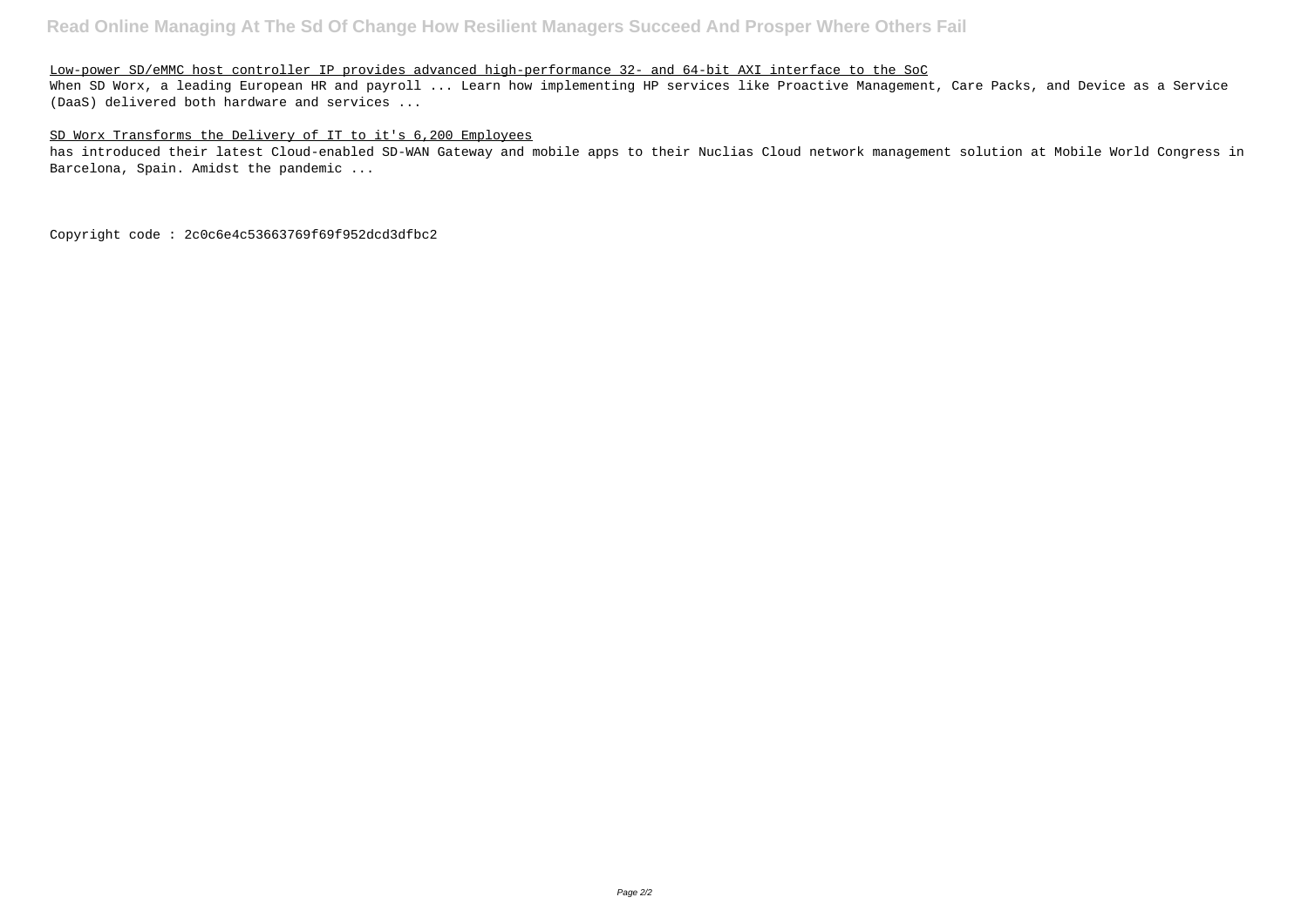Low-power SD/eMMC host controller IP provides advanced high-performance 32- and 64-bit AXI interface to the SoC

When SD Worx, a leading European HR and payroll ... Learn how implementing HP services like Proactive Management, Care Packs, and Device as a Service (DaaS) delivered both hardware and services ...

SD Worx Transforms the Delivery of IT to it's 6,200 Employees

has introduced their latest Cloud-enabled SD-WAN Gateway and mobile apps to their Nuclias Cloud network management solution at Mobile World Congress in Barcelona, Spain. Amidst the pandemic ...

Copyright code : 2c0c6e4c53663769f69f952dcd3dfbc2